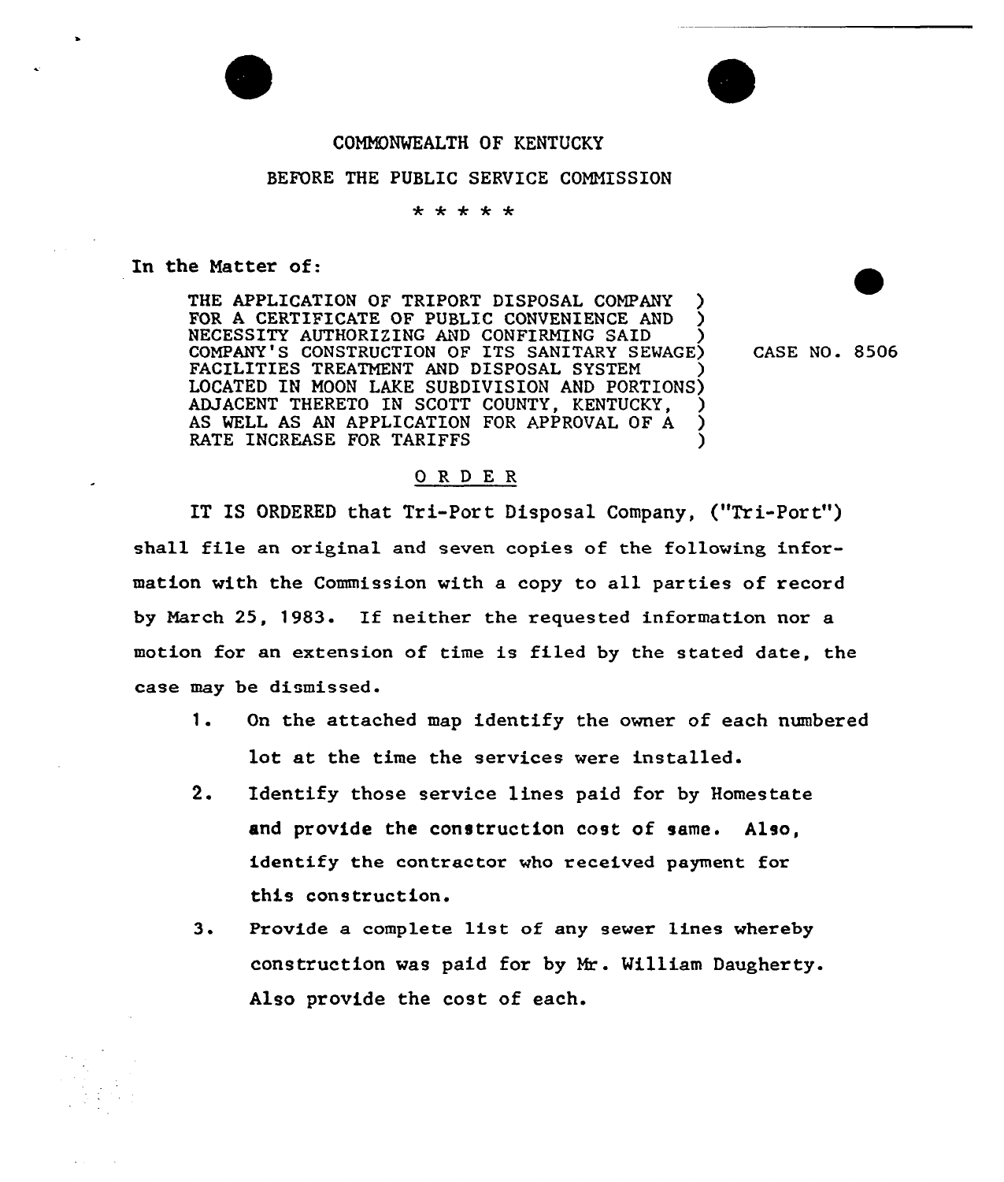COMMONWEALTH OF KENTUCKY

BEFORE THE PUBLIC SERVICE COMMISSION

\* \* \* \* \*

In the Matter of:

| | |
|---|---|
| THE APPLICATION OF TRIPORT DISPOSAL COMPANY FOR A CERTIFICATE OF PUBLIC CONVENIENCE AND NECESSITY AUTHORIZING AND CONFIRMING SAID COMPANY'S CONSTRUCTION OF ITS SANITARY SEWAGE FACILITIES TREATMENT AND DISPOSAL SYSTEM LOCATED IN MOON LAKE SUBDIVISION AND PORTIONS ADJACENT THERETO IN SCOTT COUNTY, KENTUCKY, AS WELL AS AN APPLICATION FOR APPROVAL OF A RATE INCREASE FOR TARIFFS | CASE NO. 8506 |

O R D E R

IT IS ORDERED that Tri-Port Disposal Company, ("Tri-Port") shall file an original and seven copies of the following information with the Commission with a copy to all parties of record by March 25, 1983. If neither the requested information nor a motion for an extension of time is filed by the stated date, the case may be dismissed.

1. On the attached map identify the owner of each numbered lot at the time the services were installed.
2. Identify those service lines paid for by Homestate and provide the construction cost of same. Also, identify the contractor who received payment for this construction.
3. Provide a complete list of any sewer lines whereby construction was paid for by Mr. William Daugherty. Also provide the cost of each.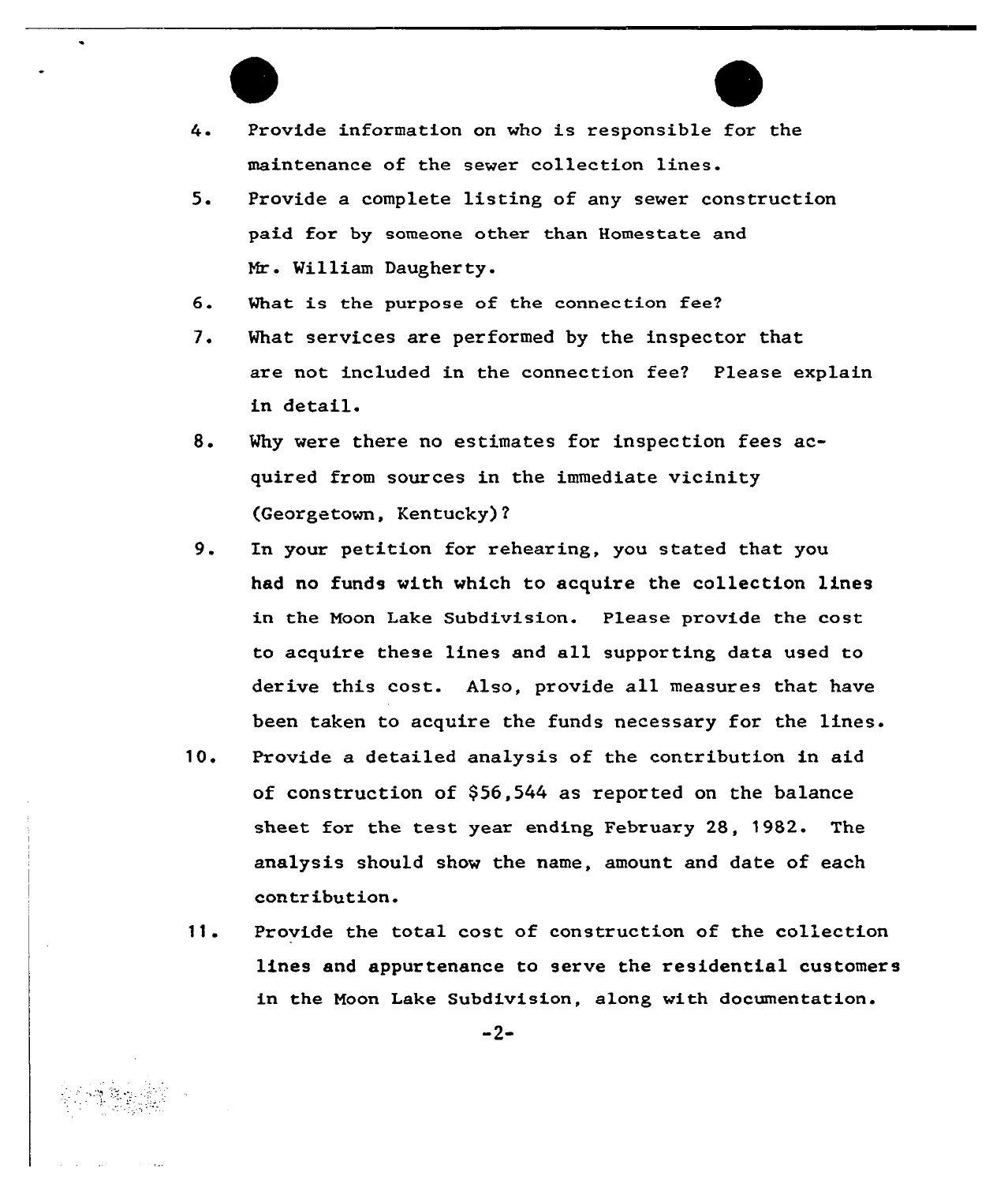4. Provide information on who is responsible for the maintenance of the sewer collection lines.
5. Provide a complete listing of any sewer construction paid for by someone other than Homestate and Mr. William Daugherty.
6. What is the purpose of the connection fee?
7. What services are performed by the inspector that are not included in the connection fee? Please explain in detail.
8. Why were there no estimates for inspection fees acquired from sources in the immediate vicinity (Georgetown, Kentucky)?
9. In your petition for rehearing, you stated that you had no funds with which to acquire the collection lines in the Moon Lake Subdivision. Please provide the cost to acquire these lines and all supporting data used to derive this cost. Also, provide all measures that have been taken to acquire the funds necessary for the lines.
10. Provide a detailed analysis of the contribution in aid of construction of $56,544 as reported on the balance sheet for the test year ending February 28, 1982. The analysis should show the name, amount and date of each contribution.
11. Provide the total cost of construction of the collection lines and appurtenance to serve the residential customers in the Moon Lake Subdivision, along with documentation.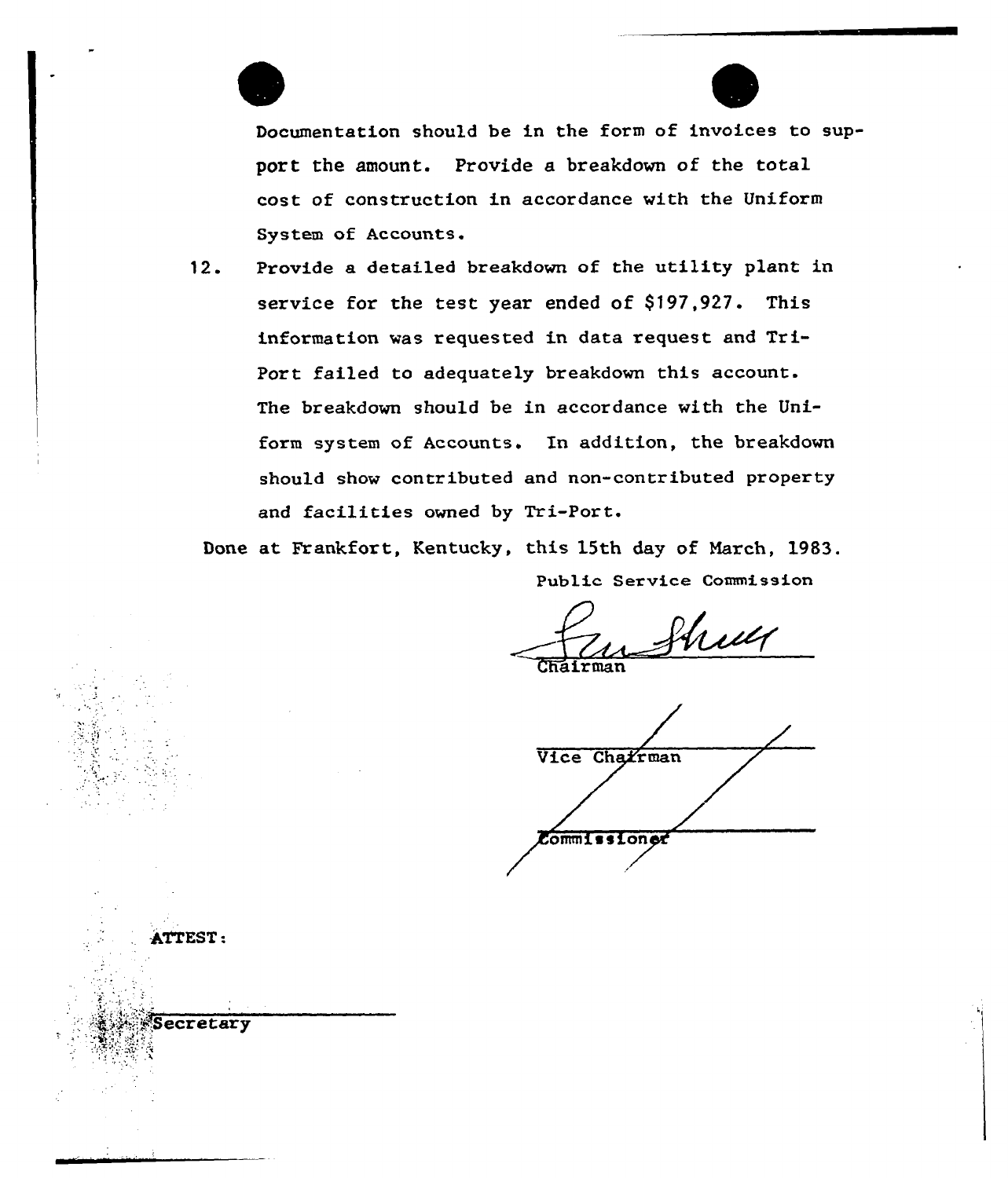Documentation should be in the form of invoices to support the amount. Provide a breakdown of the total cost of construction in accordance with the Uniform System of Accounts.

12. Provide a detailed breakdown of the utility plant in service for the test year ended of $197,927. This information was requested in data request and Tri-Port failed to adequately breakdown this account. The breakdown should be in accordance with the Uniform system of Accounts. In addition, the breakdown should show contributed and non-contributed property and facilities owned by Tri-Port.

Done at Frankfort, Kentucky, this 15th day of March, 1983.

Public Service Commission

Chairman

Vice Chairman

Commissioner

ATTEST:

Secretary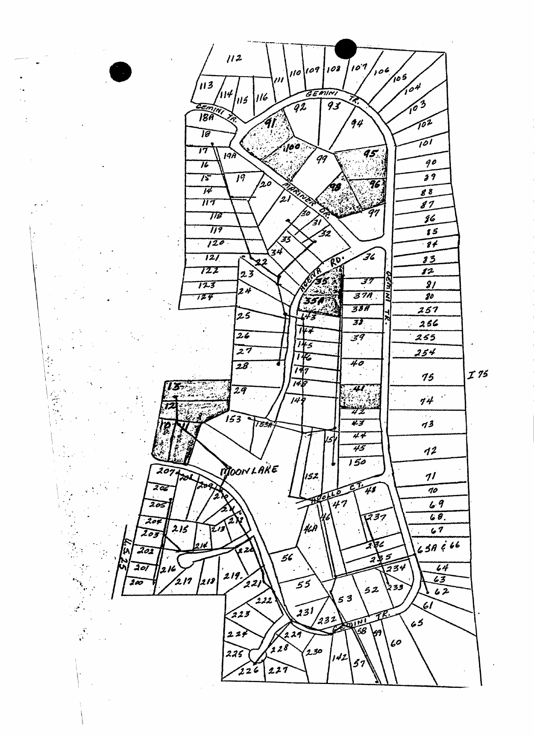GEMINI TR.

GEMINI TR.

MARINER DR.

ACEVA RD.

GEMINI TR.

APOLLO CT.

MOONLAKE

GEMINI TR.

I 75

U.S. 25

112 113 114 115 116 111 110 109 108 107 106 105 104 103 102 101

18A 18 17 19A 16 15 19 20 14 117 118 119 120 121 122 123 124

91 92 93 94 100 99 95 96 98 97 21 30 31 32 33 34 22 36

90 89 88 87 86 85 84 83 82 81 80 257 256 255 254 75 74 73 72 71 70 69 68. 67 63A & 66 64 63 62 61 65

23 24 25 26 27 28 29 35 35A 37 37A 38A 38 39 40 41 42 43 44 45 150

143 144 145 146 147 148 149 153 153A 151 152

13 12 10 11

207 208 209 210 211 212 213 206 205 204 203 202 201 200 215 214 216 217 218 219 220 221 222 223 224 225 226 227 228 229 230 231 232

48 47 46 46A 237 236 235 234 233 56 55 53 52 58 59 60 57 142